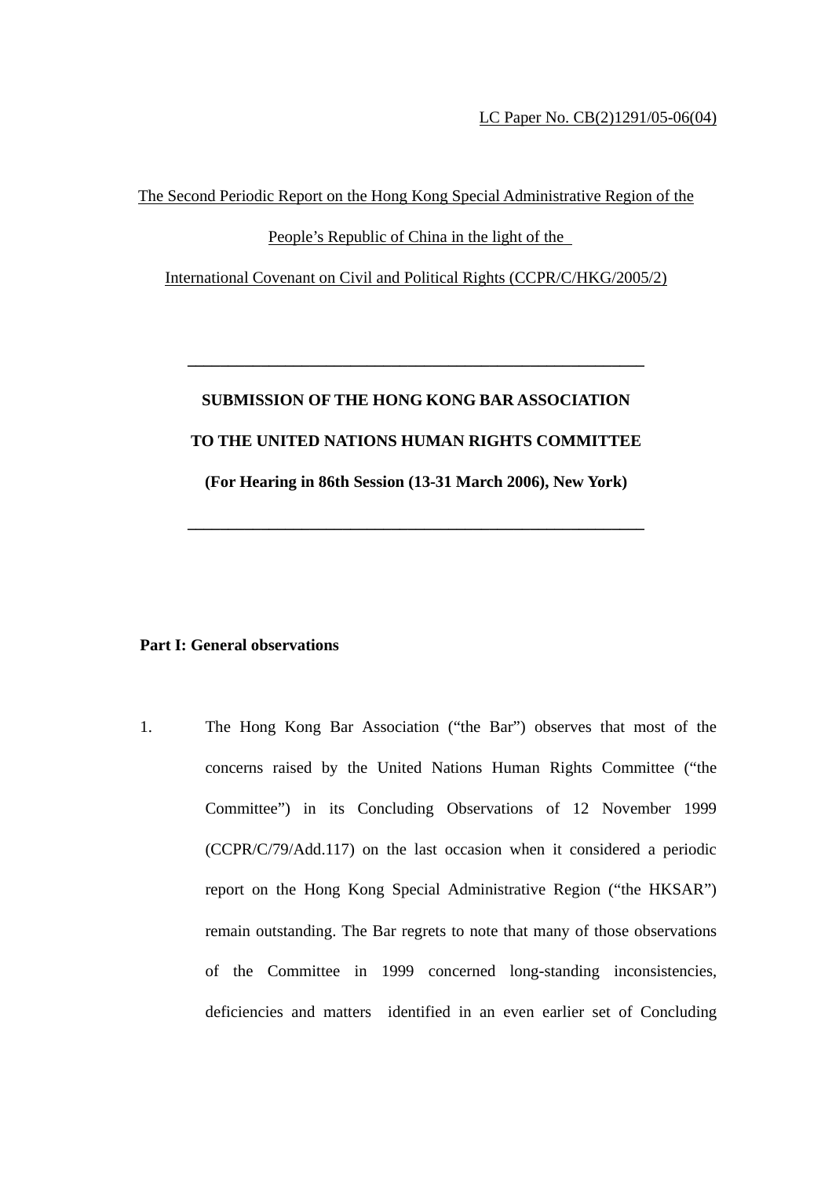LC Paper No. CB(2)1291/05-06(04)

The Second Periodic Report on the Hong Kong Special Administrative Region of the People's Republic of China in the light of the International Covenant on Civil and Political Rights (CCPR/C/HKG/2005/2)

---

**SUBMISSION OF THE HONG KONG BAR ASSOCIATION**

**TO THE UNITED NATIONS HUMAN RIGHTS COMMITTEE**

**(For Hearing in 86th Session (13-31 March 2006), New York)**

---

**Part I: General observations**

1. The Hong Kong Bar Association ("the Bar") observes that most of the concerns raised by the United Nations Human Rights Committee ("the Committee") in its Concluding Observations of 12 November 1999 (CCPR/C/79/Add.117) on the last occasion when it considered a periodic report on the Hong Kong Special Administrative Region ("the HKSAR") remain outstanding. The Bar regrets to note that many of those observations of the Committee in 1999 concerned long-standing inconsistencies, deficiencies and matters identified in an even earlier set of Concluding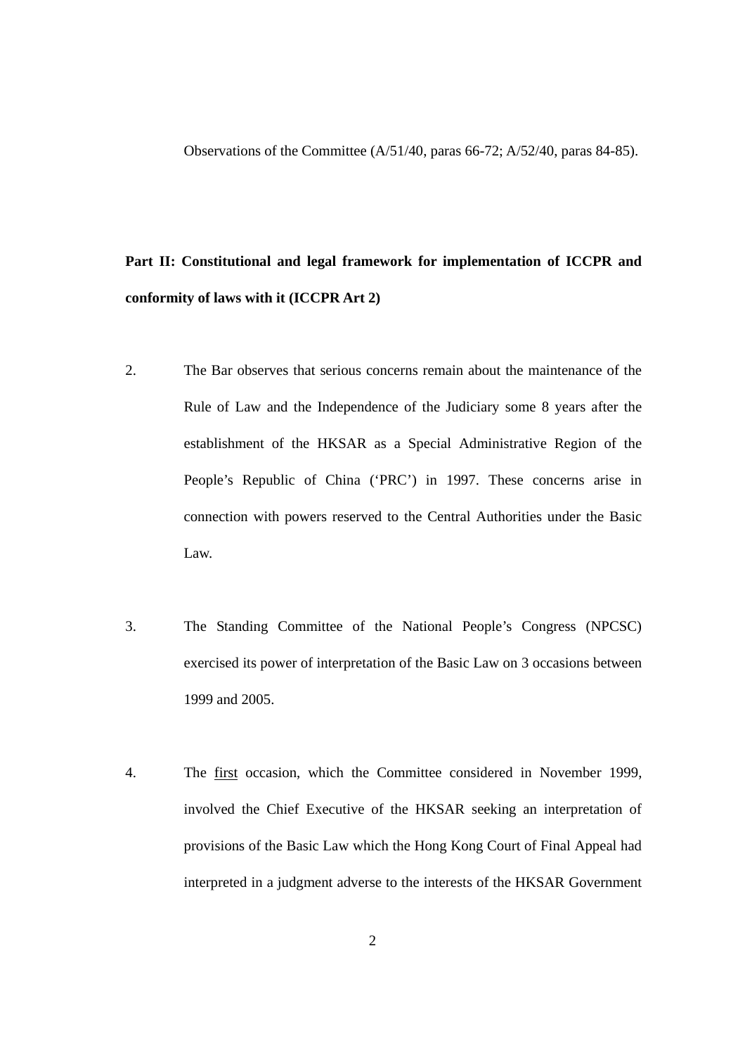Observations of the Committee (A/51/40, paras 66-72; A/52/40, paras 84-85).

**Part II: Constitutional and legal framework for implementation of ICCPR and conformity of laws with it (ICCPR Art 2)**

2. The Bar observes that serious concerns remain about the maintenance of the Rule of Law and the Independence of the Judiciary some 8 years after the establishment of the HKSAR as a Special Administrative Region of the People's Republic of China ('PRC') in 1997. These concerns arise in connection with powers reserved to the Central Authorities under the Basic Law.

3. The Standing Committee of the National People's Congress (NPCSC) exercised its power of interpretation of the Basic Law on 3 occasions between 1999 and 2005.

4. The <u>first</u> occasion, which the Committee considered in November 1999, involved the Chief Executive of the HKSAR seeking an interpretation of provisions of the Basic Law which the Hong Kong Court of Final Appeal had interpreted in a judgment adverse to the interests of the HKSAR Government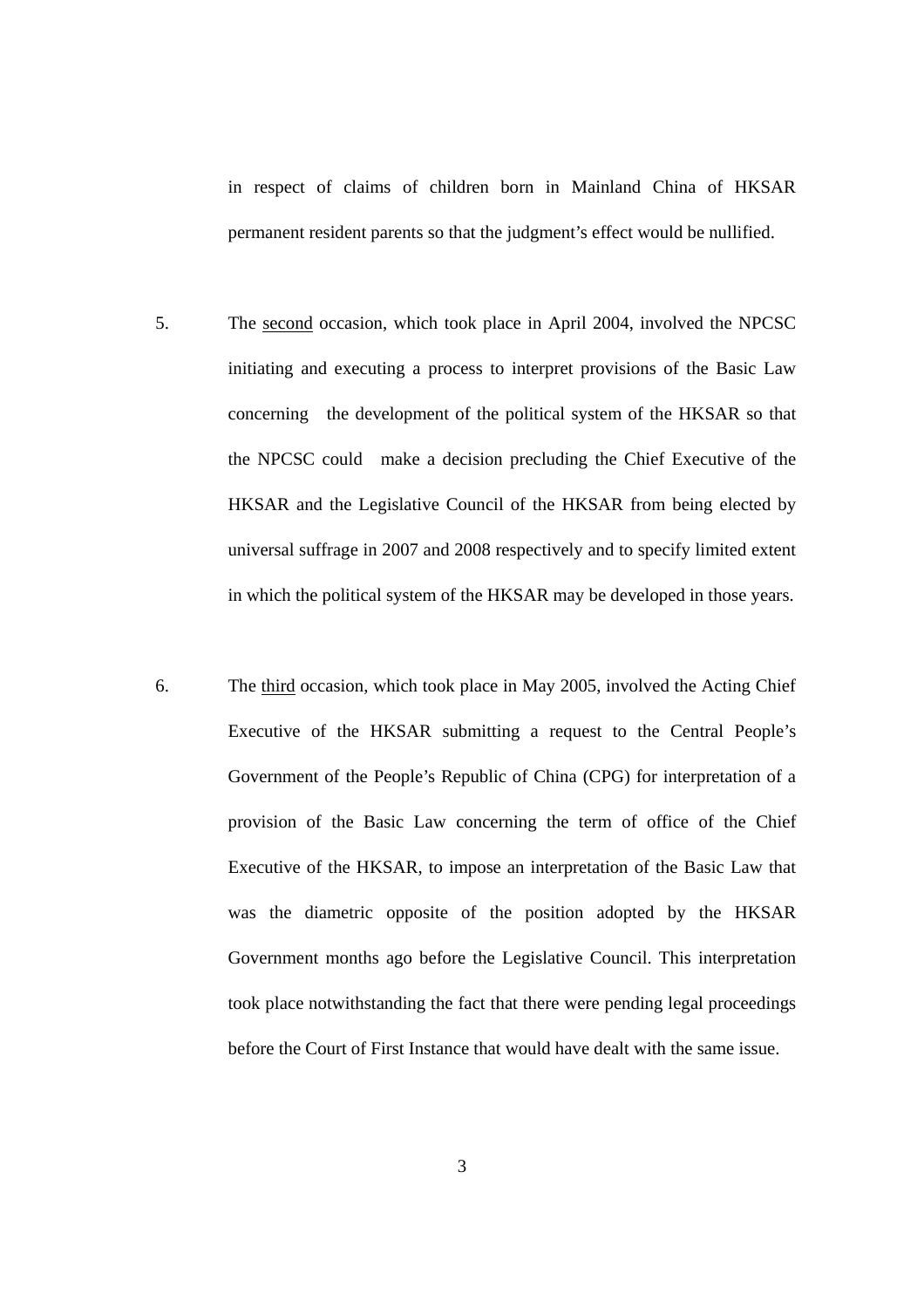in respect of claims of children born in Mainland China of HKSAR permanent resident parents so that the judgment's effect would be nullified.

5. The <u>second</u> occasion, which took place in April 2004, involved the NPCSC initiating and executing a process to interpret provisions of the Basic Law concerning the development of the political system of the HKSAR so that the NPCSC could make a decision precluding the Chief Executive of the HKSAR and the Legislative Council of the HKSAR from being elected by universal suffrage in 2007 and 2008 respectively and to specify limited extent in which the political system of the HKSAR may be developed in those years.

6. The <u>third</u> occasion, which took place in May 2005, involved the Acting Chief Executive of the HKSAR submitting a request to the Central People's Government of the People's Republic of China (CPG) for interpretation of a provision of the Basic Law concerning the term of office of the Chief Executive of the HKSAR, to impose an interpretation of the Basic Law that was the diametric opposite of the position adopted by the HKSAR Government months ago before the Legislative Council. This interpretation took place notwithstanding the fact that there were pending legal proceedings before the Court of First Instance that would have dealt with the same issue.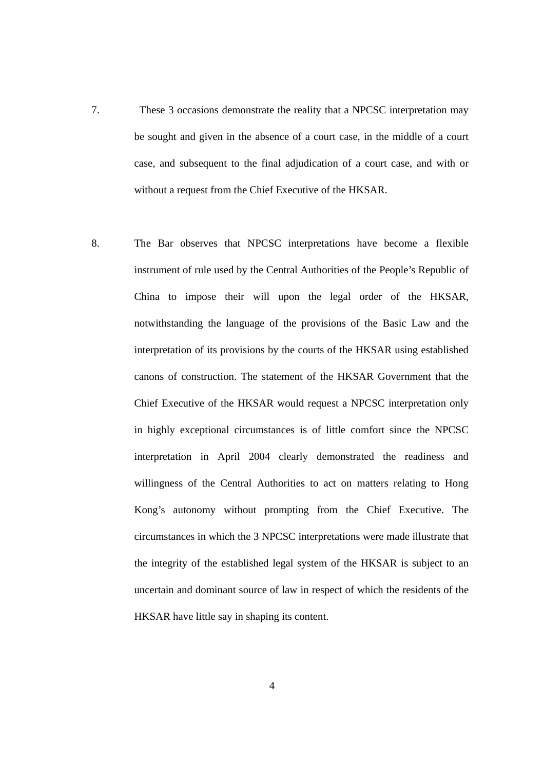7. These 3 occasions demonstrate the reality that a NPCSC interpretation may be sought and given in the absence of a court case, in the middle of a court case, and subsequent to the final adjudication of a court case, and with or without a request from the Chief Executive of the HKSAR.

8. The Bar observes that NPCSC interpretations have become a flexible instrument of rule used by the Central Authorities of the People's Republic of China to impose their will upon the legal order of the HKSAR, notwithstanding the language of the provisions of the Basic Law and the interpretation of its provisions by the courts of the HKSAR using established canons of construction. The statement of the HKSAR Government that the Chief Executive of the HKSAR would request a NPCSC interpretation only in highly exceptional circumstances is of little comfort since the NPCSC interpretation in April 2004 clearly demonstrated the readiness and willingness of the Central Authorities to act on matters relating to Hong Kong's autonomy without prompting from the Chief Executive. The circumstances in which the 3 NPCSC interpretations were made illustrate that the integrity of the established legal system of the HKSAR is subject to an uncertain and dominant source of law in respect of which the residents of the HKSAR have little say in shaping its content.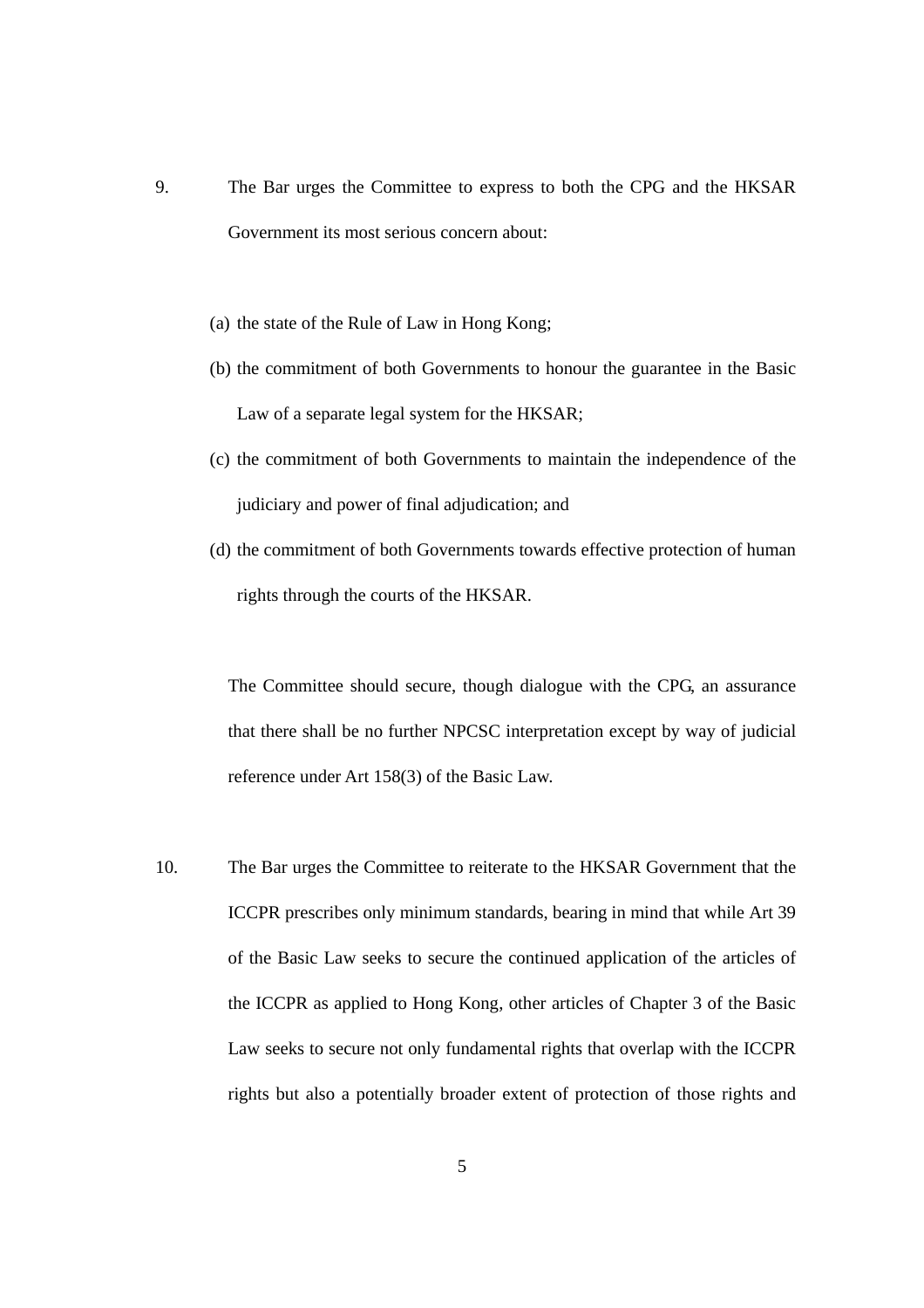9. The Bar urges the Committee to express to both the CPG and the HKSAR Government its most serious concern about:

   (a) the state of the Rule of Law in Hong Kong;

   (b) the commitment of both Governments to honour the guarantee in the Basic Law of a separate legal system for the HKSAR;

   (c) the commitment of both Governments to maintain the independence of the judiciary and power of final adjudication; and

   (d) the commitment of both Governments towards effective protection of human rights through the courts of the HKSAR.

   The Committee should secure, though dialogue with the CPG, an assurance that there shall be no further NPCSC interpretation except by way of judicial reference under Art 158(3) of the Basic Law.

10. The Bar urges the Committee to reiterate to the HKSAR Government that the ICCPR prescribes only minimum standards, bearing in mind that while Art 39 of the Basic Law seeks to secure the continued application of the articles of the ICCPR as applied to Hong Kong, other articles of Chapter 3 of the Basic Law seeks to secure not only fundamental rights that overlap with the ICCPR rights but also a potentially broader extent of protection of those rights and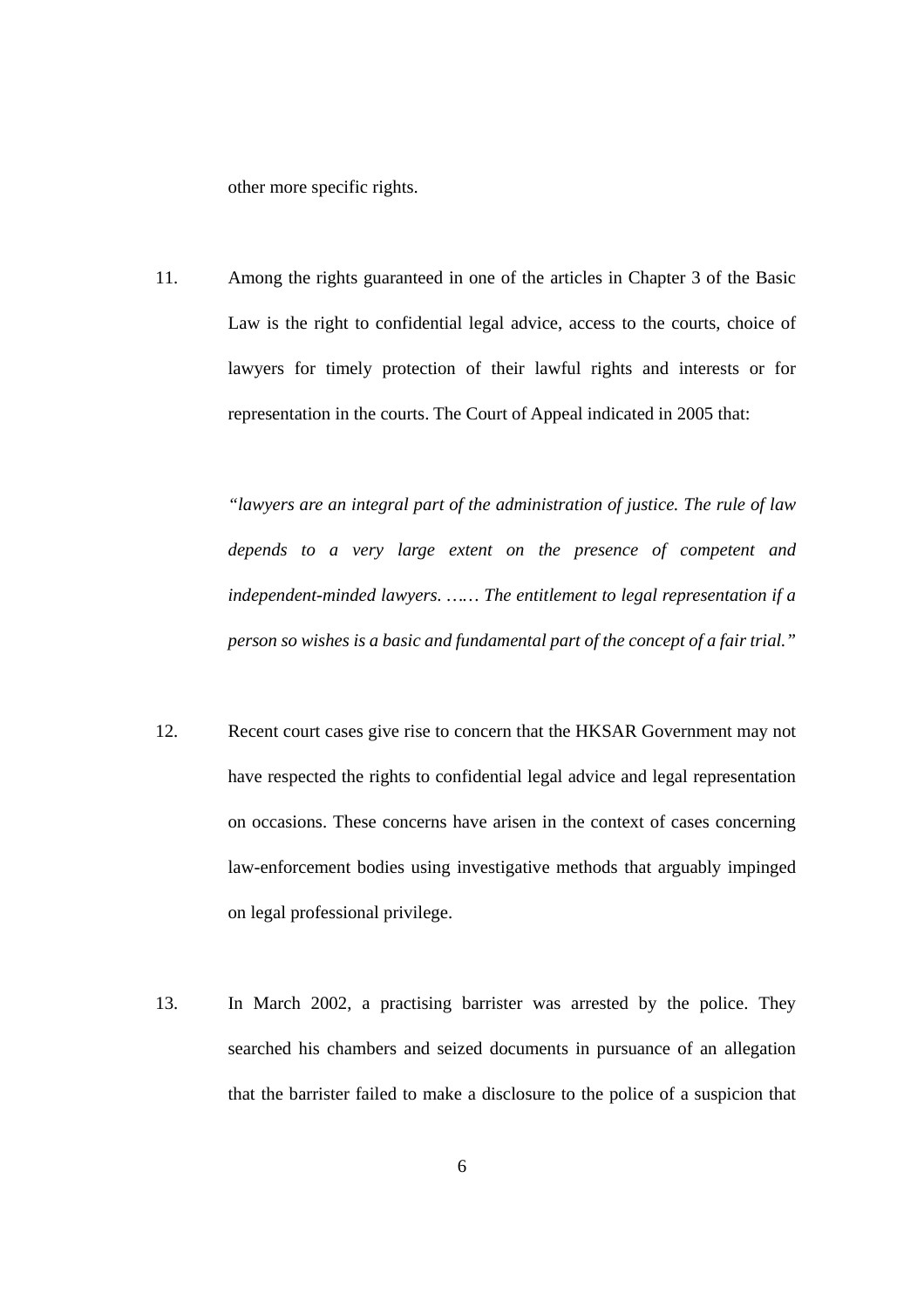other more specific rights.

11. Among the rights guaranteed in one of the articles in Chapter 3 of the Basic Law is the right to confidential legal advice, access to the courts, choice of lawyers for timely protection of their lawful rights and interests or for representation in the courts. The Court of Appeal indicated in 2005 that:

    *"lawyers are an integral part of the administration of justice. The rule of law depends to a very large extent on the presence of competent and independent-minded lawyers. …… The entitlement to legal representation if a person so wishes is a basic and fundamental part of the concept of a fair trial."*

12. Recent court cases give rise to concern that the HKSAR Government may not have respected the rights to confidential legal advice and legal representation on occasions. These concerns have arisen in the context of cases concerning law-enforcement bodies using investigative methods that arguably impinged on legal professional privilege.

13. In March 2002, a practising barrister was arrested by the police. They searched his chambers and seized documents in pursuance of an allegation that the barrister failed to make a disclosure to the police of a suspicion that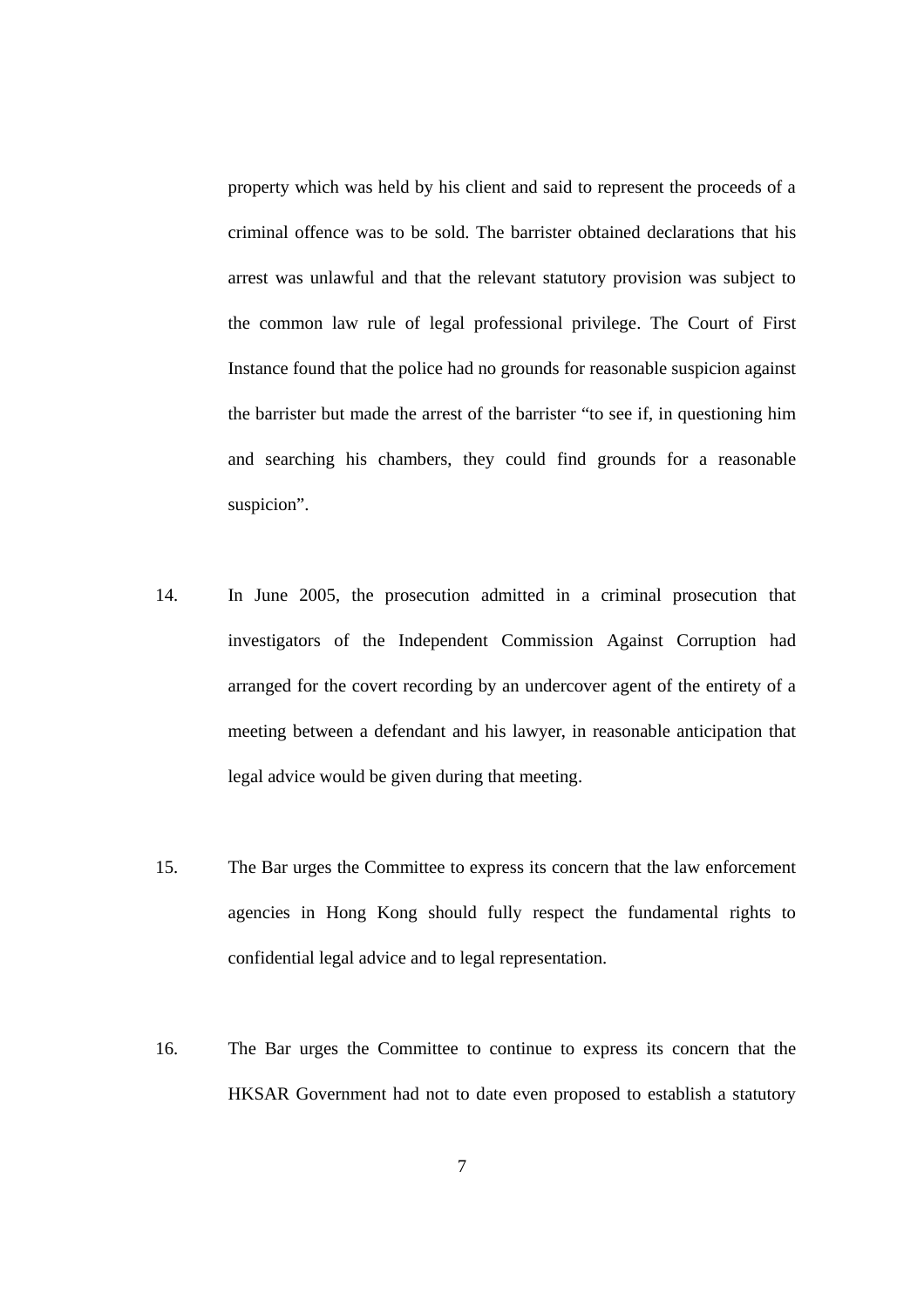property which was held by his client and said to represent the proceeds of a criminal offence was to be sold. The barrister obtained declarations that his arrest was unlawful and that the relevant statutory provision was subject to the common law rule of legal professional privilege. The Court of First Instance found that the police had no grounds for reasonable suspicion against the barrister but made the arrest of the barrister "to see if, in questioning him and searching his chambers, they could find grounds for a reasonable suspicion".

14. In June 2005, the prosecution admitted in a criminal prosecution that investigators of the Independent Commission Against Corruption had arranged for the covert recording by an undercover agent of the entirety of a meeting between a defendant and his lawyer, in reasonable anticipation that legal advice would be given during that meeting.

15. The Bar urges the Committee to express its concern that the law enforcement agencies in Hong Kong should fully respect the fundamental rights to confidential legal advice and to legal representation.

16. The Bar urges the Committee to continue to express its concern that the HKSAR Government had not to date even proposed to establish a statutory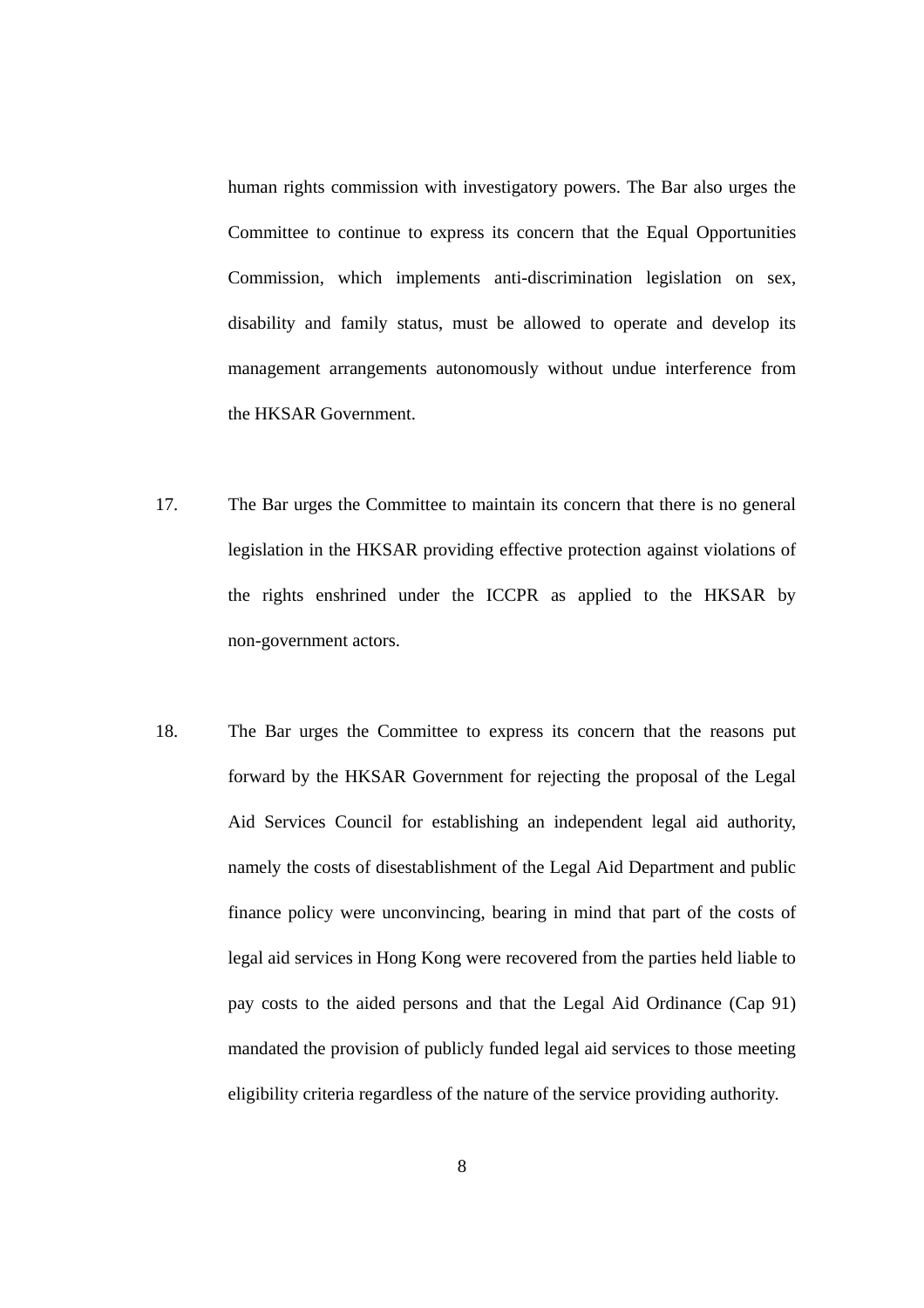human rights commission with investigatory powers. The Bar also urges the Committee to continue to express its concern that the Equal Opportunities Commission, which implements anti-discrimination legislation on sex, disability and family status, must be allowed to operate and develop its management arrangements autonomously without undue interference from the HKSAR Government.

17. The Bar urges the Committee to maintain its concern that there is no general legislation in the HKSAR providing effective protection against violations of the rights enshrined under the ICCPR as applied to the HKSAR by non-government actors.

18. The Bar urges the Committee to express its concern that the reasons put forward by the HKSAR Government for rejecting the proposal of the Legal Aid Services Council for establishing an independent legal aid authority, namely the costs of disestablishment of the Legal Aid Department and public finance policy were unconvincing, bearing in mind that part of the costs of legal aid services in Hong Kong were recovered from the parties held liable to pay costs to the aided persons and that the Legal Aid Ordinance (Cap 91) mandated the provision of publicly funded legal aid services to those meeting eligibility criteria regardless of the nature of the service providing authority.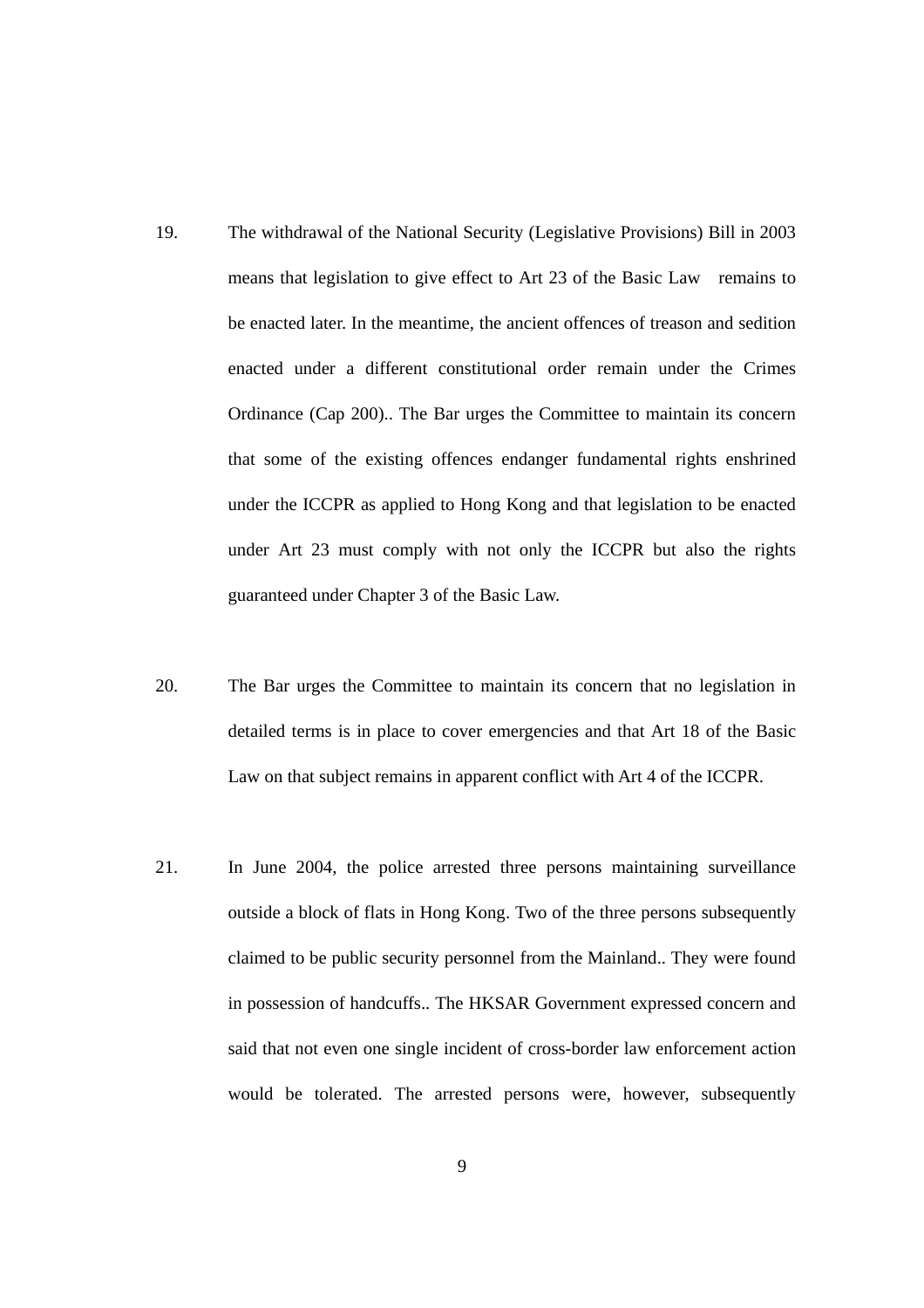19. The withdrawal of the National Security (Legislative Provisions) Bill in 2003 means that legislation to give effect to Art 23 of the Basic Law remains to be enacted later. In the meantime, the ancient offences of treason and sedition enacted under a different constitutional order remain under the Crimes Ordinance (Cap 200).. The Bar urges the Committee to maintain its concern that some of the existing offences endanger fundamental rights enshrined under the ICCPR as applied to Hong Kong and that legislation to be enacted under Art 23 must comply with not only the ICCPR but also the rights guaranteed under Chapter 3 of the Basic Law.

20. The Bar urges the Committee to maintain its concern that no legislation in detailed terms is in place to cover emergencies and that Art 18 of the Basic Law on that subject remains in apparent conflict with Art 4 of the ICCPR.

21. In June 2004, the police arrested three persons maintaining surveillance outside a block of flats in Hong Kong. Two of the three persons subsequently claimed to be public security personnel from the Mainland.. They were found in possession of handcuffs.. The HKSAR Government expressed concern and said that not even one single incident of cross-border law enforcement action would be tolerated. The arrested persons were, however, subsequently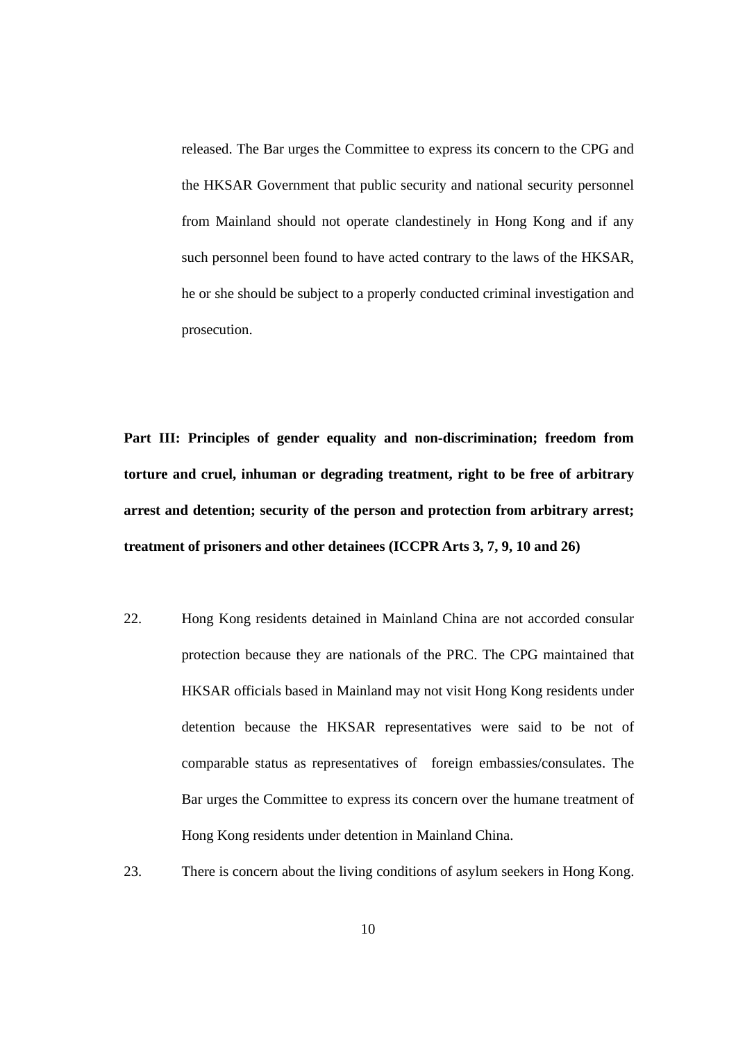released. The Bar urges the Committee to express its concern to the CPG and the HKSAR Government that public security and national security personnel from Mainland should not operate clandestinely in Hong Kong and if any such personnel been found to have acted contrary to the laws of the HKSAR, he or she should be subject to a properly conducted criminal investigation and prosecution.

**Part III: Principles of gender equality and non-discrimination; freedom from torture and cruel, inhuman or degrading treatment, right to be free of arbitrary arrest and detention; security of the person and protection from arbitrary arrest; treatment of prisoners and other detainees (ICCPR Arts 3, 7, 9, 10 and 26)**

22. Hong Kong residents detained in Mainland China are not accorded consular protection because they are nationals of the PRC. The CPG maintained that HKSAR officials based in Mainland may not visit Hong Kong residents under detention because the HKSAR representatives were said to be not of comparable status as representatives of foreign embassies/consulates. The Bar urges the Committee to express its concern over the humane treatment of Hong Kong residents under detention in Mainland China.

23. There is concern about the living conditions of asylum seekers in Hong Kong.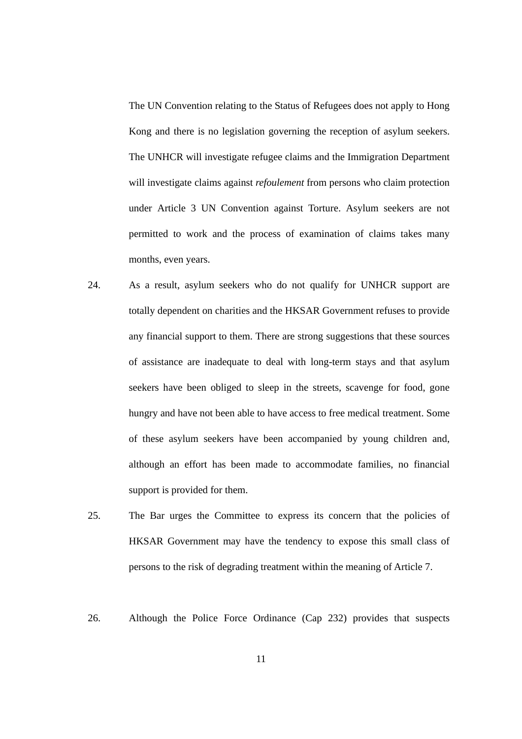The UN Convention relating to the Status of Refugees does not apply to Hong Kong and there is no legislation governing the reception of asylum seekers. The UNHCR will investigate refugee claims and the Immigration Department will investigate claims against *refoulement* from persons who claim protection under Article 3 UN Convention against Torture. Asylum seekers are not permitted to work and the process of examination of claims takes many months, even years.

24. As a result, asylum seekers who do not qualify for UNHCR support are totally dependent on charities and the HKSAR Government refuses to provide any financial support to them. There are strong suggestions that these sources of assistance are inadequate to deal with long-term stays and that asylum seekers have been obliged to sleep in the streets, scavenge for food, gone hungry and have not been able to have access to free medical treatment. Some of these asylum seekers have been accompanied by young children and, although an effort has been made to accommodate families, no financial support is provided for them.

25. The Bar urges the Committee to express its concern that the policies of HKSAR Government may have the tendency to expose this small class of persons to the risk of degrading treatment within the meaning of Article 7.

26. Although the Police Force Ordinance (Cap 232) provides that suspects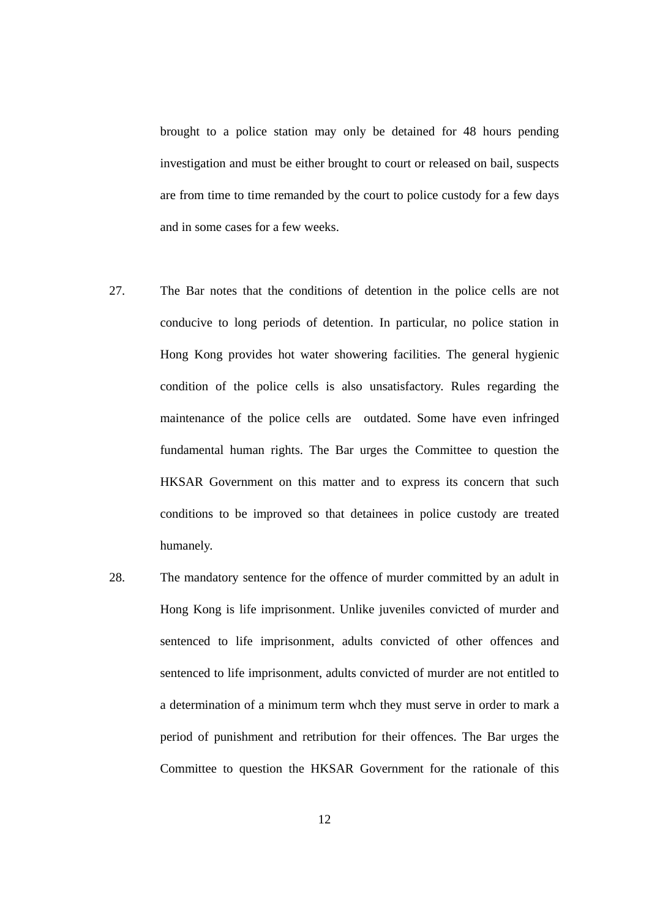brought to a police station may only be detained for 48 hours pending investigation and must be either brought to court or released on bail, suspects are from time to time remanded by the court to police custody for a few days and in some cases for a few weeks.

27. The Bar notes that the conditions of detention in the police cells are not conducive to long periods of detention. In particular, no police station in Hong Kong provides hot water showering facilities. The general hygienic condition of the police cells is also unsatisfactory. Rules regarding the maintenance of the police cells are outdated. Some have even infringed fundamental human rights. The Bar urges the Committee to question the HKSAR Government on this matter and to express its concern that such conditions to be improved so that detainees in police custody are treated humanely.

28. The mandatory sentence for the offence of murder committed by an adult in Hong Kong is life imprisonment. Unlike juveniles convicted of murder and sentenced to life imprisonment, adults convicted of other offences and sentenced to life imprisonment, adults convicted of murder are not entitled to a determination of a minimum term whch they must serve in order to mark a period of punishment and retribution for their offences. The Bar urges the Committee to question the HKSAR Government for the rationale of this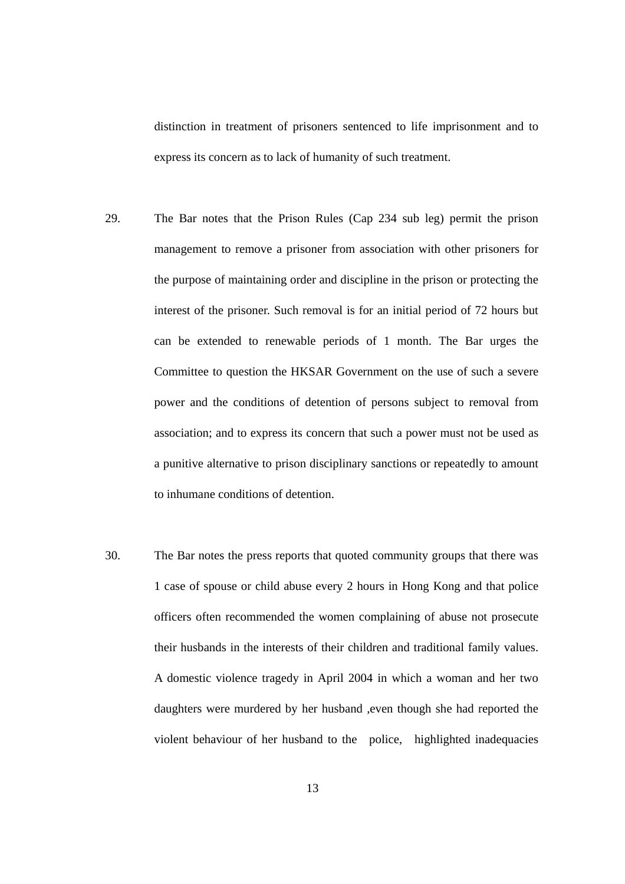distinction in treatment of prisoners sentenced to life imprisonment and to express its concern as to lack of humanity of such treatment.

29. The Bar notes that the Prison Rules (Cap 234 sub leg) permit the prison management to remove a prisoner from association with other prisoners for the purpose of maintaining order and discipline in the prison or protecting the interest of the prisoner. Such removal is for an initial period of 72 hours but can be extended to renewable periods of 1 month. The Bar urges the Committee to question the HKSAR Government on the use of such a severe power and the conditions of detention of persons subject to removal from association; and to express its concern that such a power must not be used as a punitive alternative to prison disciplinary sanctions or repeatedly to amount to inhumane conditions of detention.

30. The Bar notes the press reports that quoted community groups that there was 1 case of spouse or child abuse every 2 hours in Hong Kong and that police officers often recommended the women complaining of abuse not prosecute their husbands in the interests of their children and traditional family values. A domestic violence tragedy in April 2004 in which a woman and her two daughters were murdered by her husband ,even though she had reported the violent behaviour of her husband to the police, highlighted inadequacies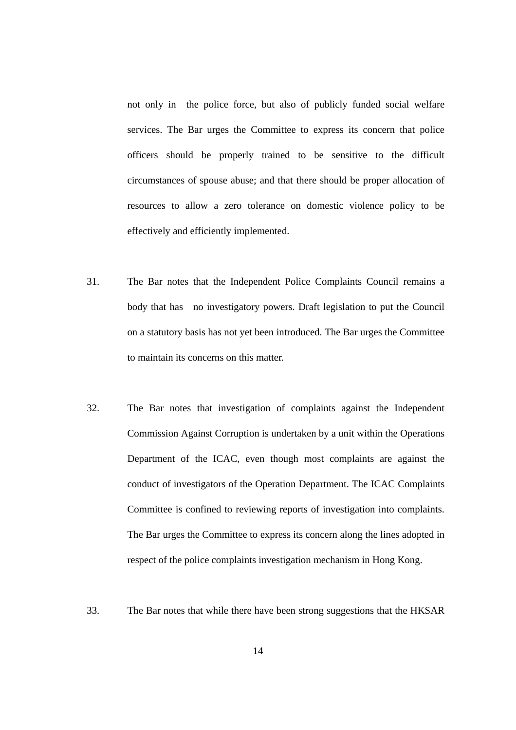not only in the police force, but also of publicly funded social welfare services. The Bar urges the Committee to express its concern that police officers should be properly trained to be sensitive to the difficult circumstances of spouse abuse; and that there should be proper allocation of resources to allow a zero tolerance on domestic violence policy to be effectively and efficiently implemented.

31. The Bar notes that the Independent Police Complaints Council remains a body that has no investigatory powers. Draft legislation to put the Council on a statutory basis has not yet been introduced. The Bar urges the Committee to maintain its concerns on this matter.

32. The Bar notes that investigation of complaints against the Independent Commission Against Corruption is undertaken by a unit within the Operations Department of the ICAC, even though most complaints are against the conduct of investigators of the Operation Department. The ICAC Complaints Committee is confined to reviewing reports of investigation into complaints. The Bar urges the Committee to express its concern along the lines adopted in respect of the police complaints investigation mechanism in Hong Kong.

33. The Bar notes that while there have been strong suggestions that the HKSAR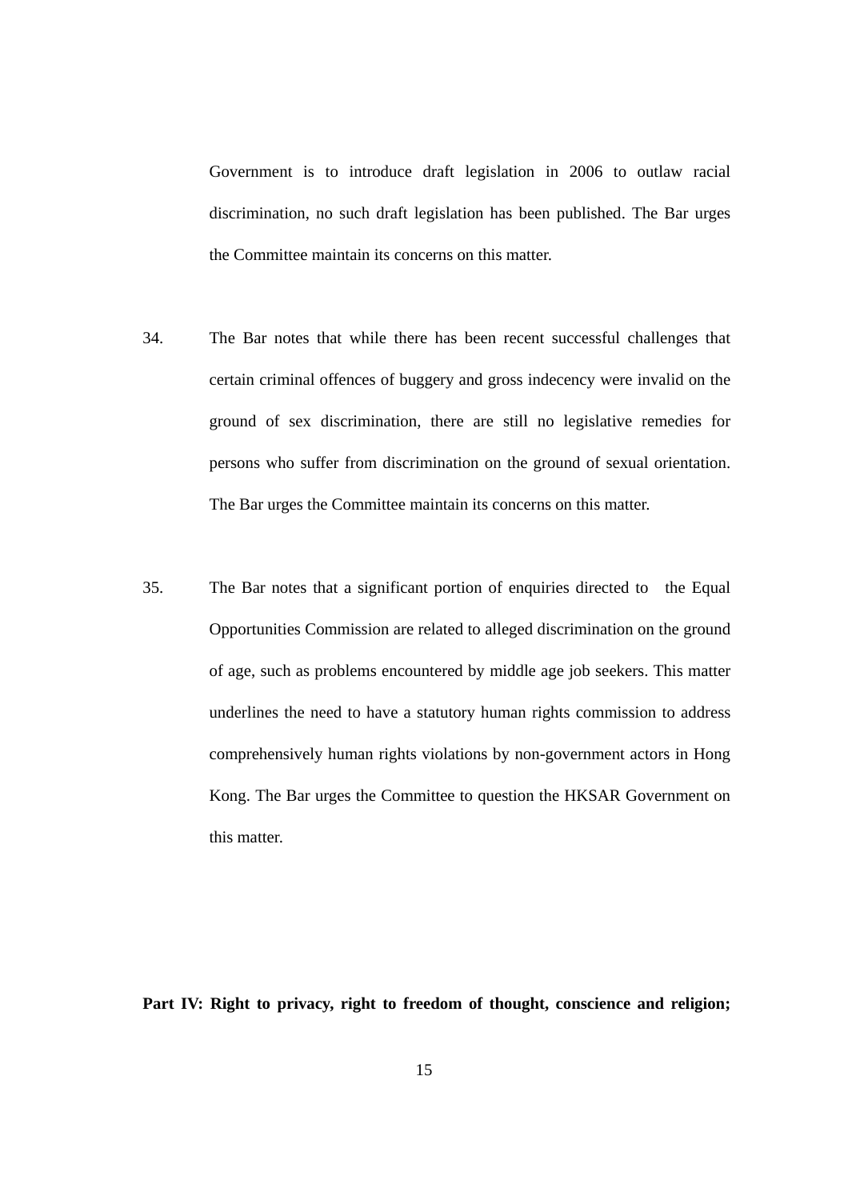Government is to introduce draft legislation in 2006 to outlaw racial discrimination, no such draft legislation has been published. The Bar urges the Committee maintain its concerns on this matter.

34. The Bar notes that while there has been recent successful challenges that certain criminal offences of buggery and gross indecency were invalid on the ground of sex discrimination, there are still no legislative remedies for persons who suffer from discrimination on the ground of sexual orientation. The Bar urges the Committee maintain its concerns on this matter.

35. The Bar notes that a significant portion of enquiries directed to the Equal Opportunities Commission are related to alleged discrimination on the ground of age, such as problems encountered by middle age job seekers. This matter underlines the need to have a statutory human rights commission to address comprehensively human rights violations by non-government actors in Hong Kong. The Bar urges the Committee to question the HKSAR Government on this matter.

**Part IV: Right to privacy, right to freedom of thought, conscience and religion;**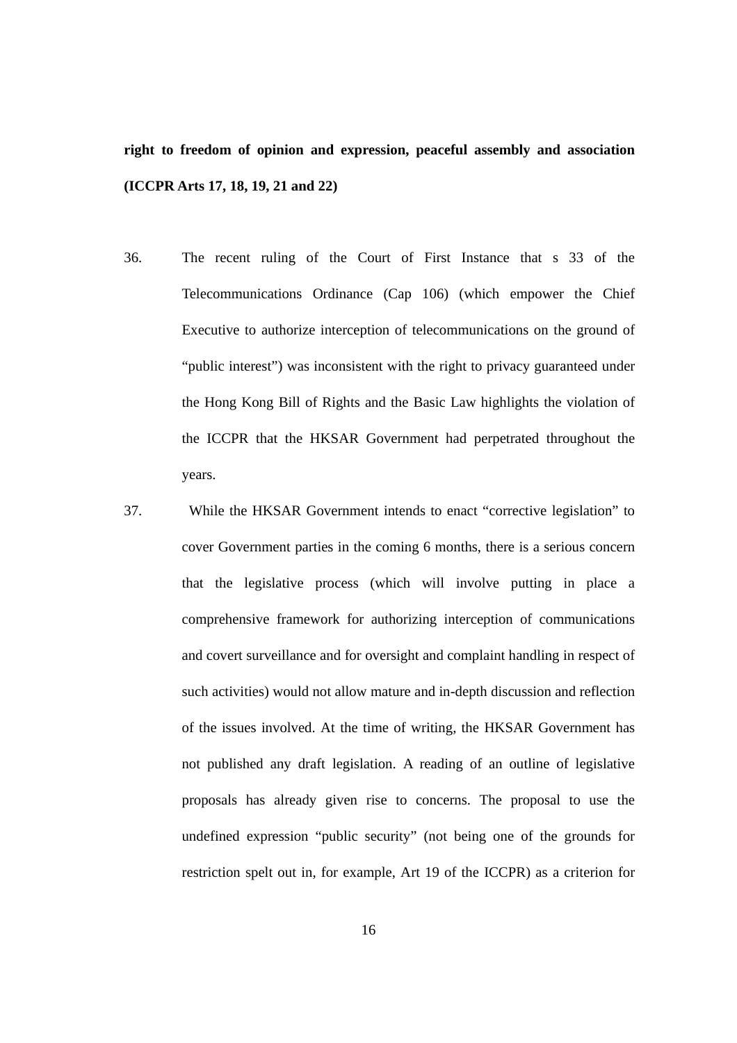**right to freedom of opinion and expression, peaceful assembly and association (ICCPR Arts 17, 18, 19, 21 and 22)**

36. The recent ruling of the Court of First Instance that s 33 of the Telecommunications Ordinance (Cap 106) (which empower the Chief Executive to authorize interception of telecommunications on the ground of "public interest") was inconsistent with the right to privacy guaranteed under the Hong Kong Bill of Rights and the Basic Law highlights the violation of the ICCPR that the HKSAR Government had perpetrated throughout the years.

37. While the HKSAR Government intends to enact "corrective legislation" to cover Government parties in the coming 6 months, there is a serious concern that the legislative process (which will involve putting in place a comprehensive framework for authorizing interception of communications and covert surveillance and for oversight and complaint handling in respect of such activities) would not allow mature and in-depth discussion and reflection of the issues involved. At the time of writing, the HKSAR Government has not published any draft legislation. A reading of an outline of legislative proposals has already given rise to concerns. The proposal to use the undefined expression "public security" (not being one of the grounds for restriction spelt out in, for example, Art 19 of the ICCPR) as a criterion for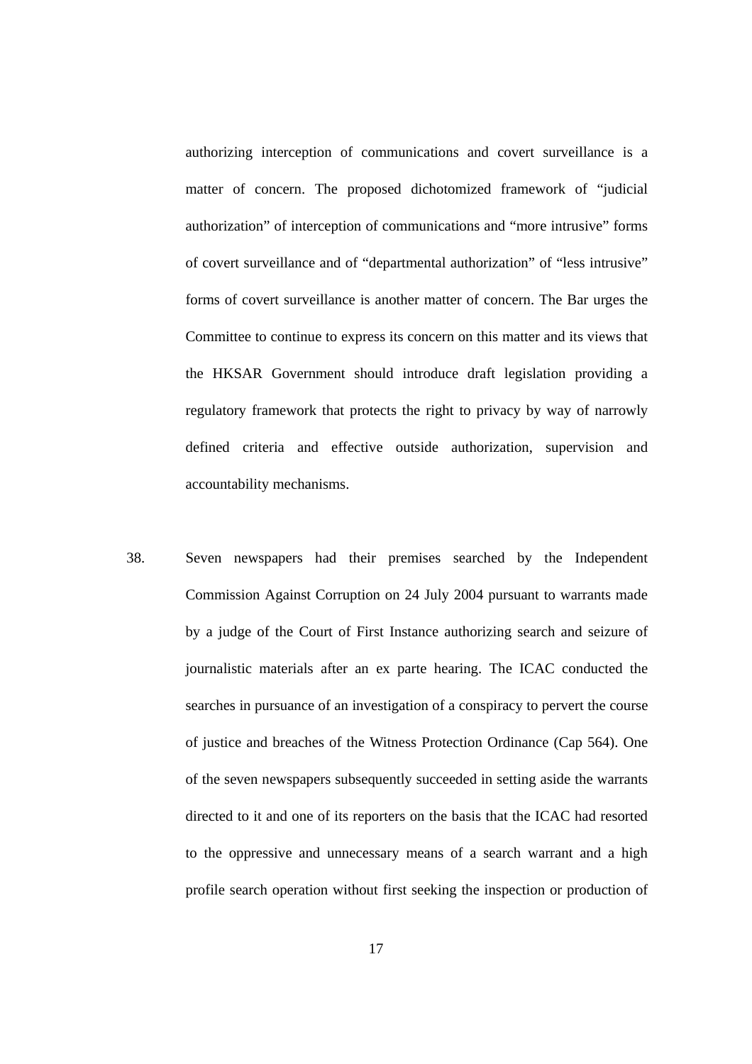authorizing interception of communications and covert surveillance is a matter of concern. The proposed dichotomized framework of "judicial authorization" of interception of communications and "more intrusive" forms of covert surveillance and of "departmental authorization" of "less intrusive" forms of covert surveillance is another matter of concern. The Bar urges the Committee to continue to express its concern on this matter and its views that the HKSAR Government should introduce draft legislation providing a regulatory framework that protects the right to privacy by way of narrowly defined criteria and effective outside authorization, supervision and accountability mechanisms.

38. Seven newspapers had their premises searched by the Independent Commission Against Corruption on 24 July 2004 pursuant to warrants made by a judge of the Court of First Instance authorizing search and seizure of journalistic materials after an ex parte hearing. The ICAC conducted the searches in pursuance of an investigation of a conspiracy to pervert the course of justice and breaches of the Witness Protection Ordinance (Cap 564). One of the seven newspapers subsequently succeeded in setting aside the warrants directed to it and one of its reporters on the basis that the ICAC had resorted to the oppressive and unnecessary means of a search warrant and a high profile search operation without first seeking the inspection or production of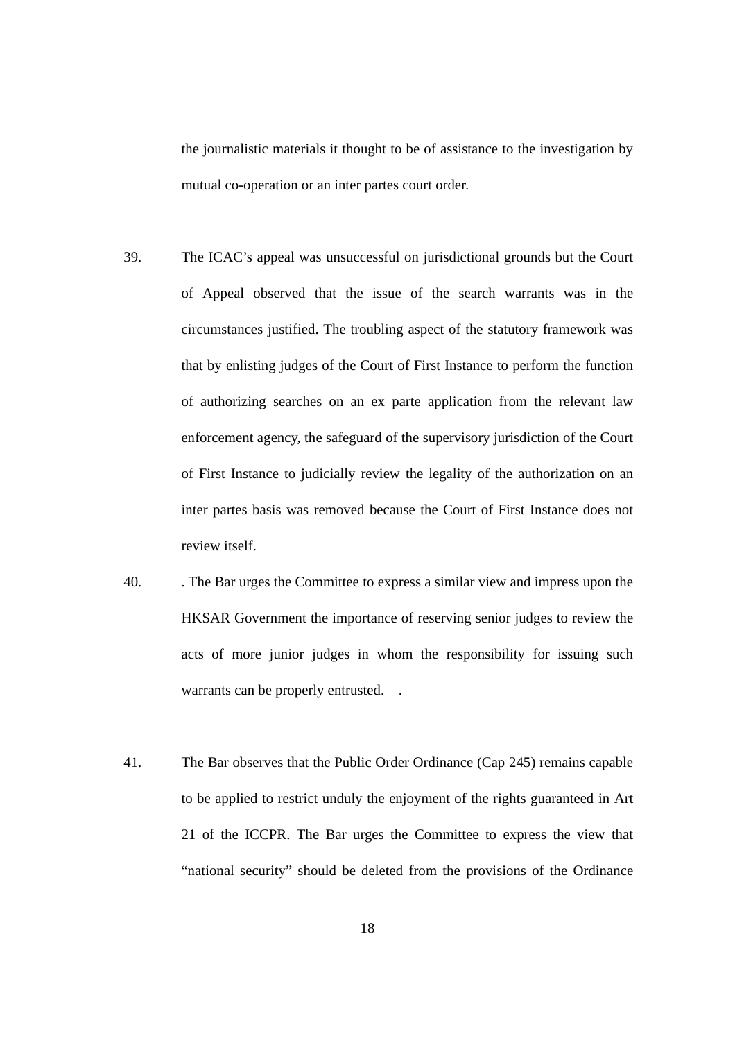the journalistic materials it thought to be of assistance to the investigation by mutual co-operation or an inter partes court order.

39. The ICAC's appeal was unsuccessful on jurisdictional grounds but the Court of Appeal observed that the issue of the search warrants was in the circumstances justified. The troubling aspect of the statutory framework was that by enlisting judges of the Court of First Instance to perform the function of authorizing searches on an ex parte application from the relevant law enforcement agency, the safeguard of the supervisory jurisdiction of the Court of First Instance to judicially review the legality of the authorization on an inter partes basis was removed because the Court of First Instance does not review itself.

40. . The Bar urges the Committee to express a similar view and impress upon the HKSAR Government the importance of reserving senior judges to review the acts of more junior judges in whom the responsibility for issuing such warrants can be properly entrusted. .

41. The Bar observes that the Public Order Ordinance (Cap 245) remains capable to be applied to restrict unduly the enjoyment of the rights guaranteed in Art 21 of the ICCPR. The Bar urges the Committee to express the view that "national security" should be deleted from the provisions of the Ordinance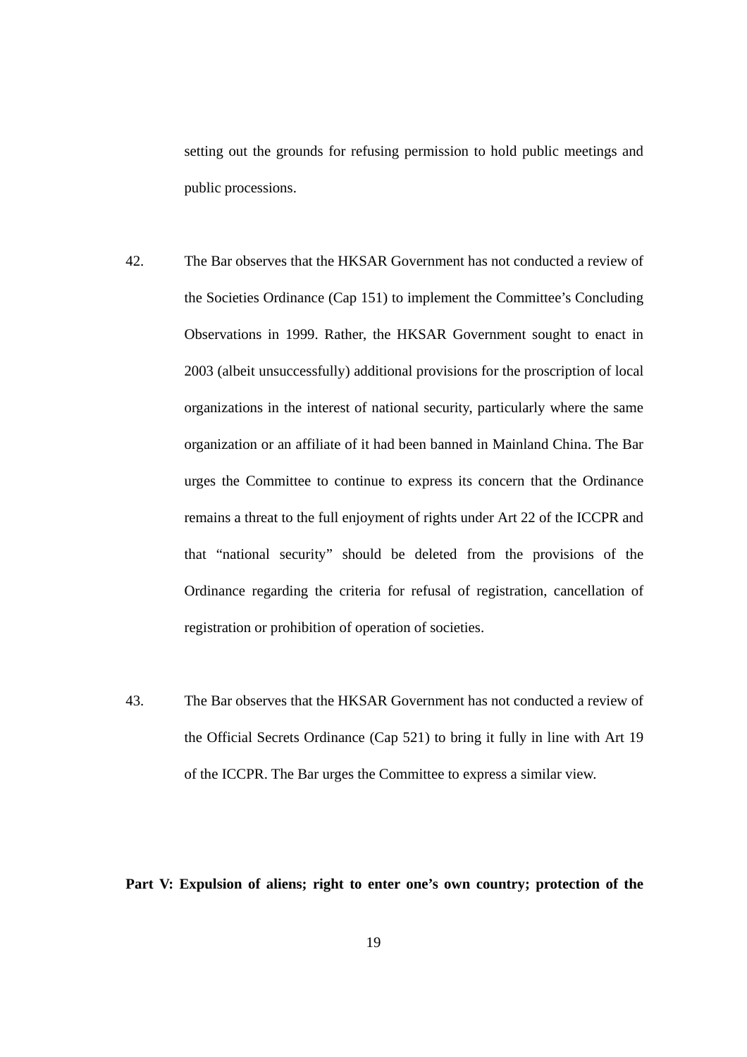setting out the grounds for refusing permission to hold public meetings and public processions.

42. The Bar observes that the HKSAR Government has not conducted a review of the Societies Ordinance (Cap 151) to implement the Committee's Concluding Observations in 1999. Rather, the HKSAR Government sought to enact in 2003 (albeit unsuccessfully) additional provisions for the proscription of local organizations in the interest of national security, particularly where the same organization or an affiliate of it had been banned in Mainland China. The Bar urges the Committee to continue to express its concern that the Ordinance remains a threat to the full enjoyment of rights under Art 22 of the ICCPR and that "national security" should be deleted from the provisions of the Ordinance regarding the criteria for refusal of registration, cancellation of registration or prohibition of operation of societies.

43. The Bar observes that the HKSAR Government has not conducted a review of the Official Secrets Ordinance (Cap 521) to bring it fully in line with Art 19 of the ICCPR. The Bar urges the Committee to express a similar view.

**Part V: Expulsion of aliens; right to enter one's own country; protection of the**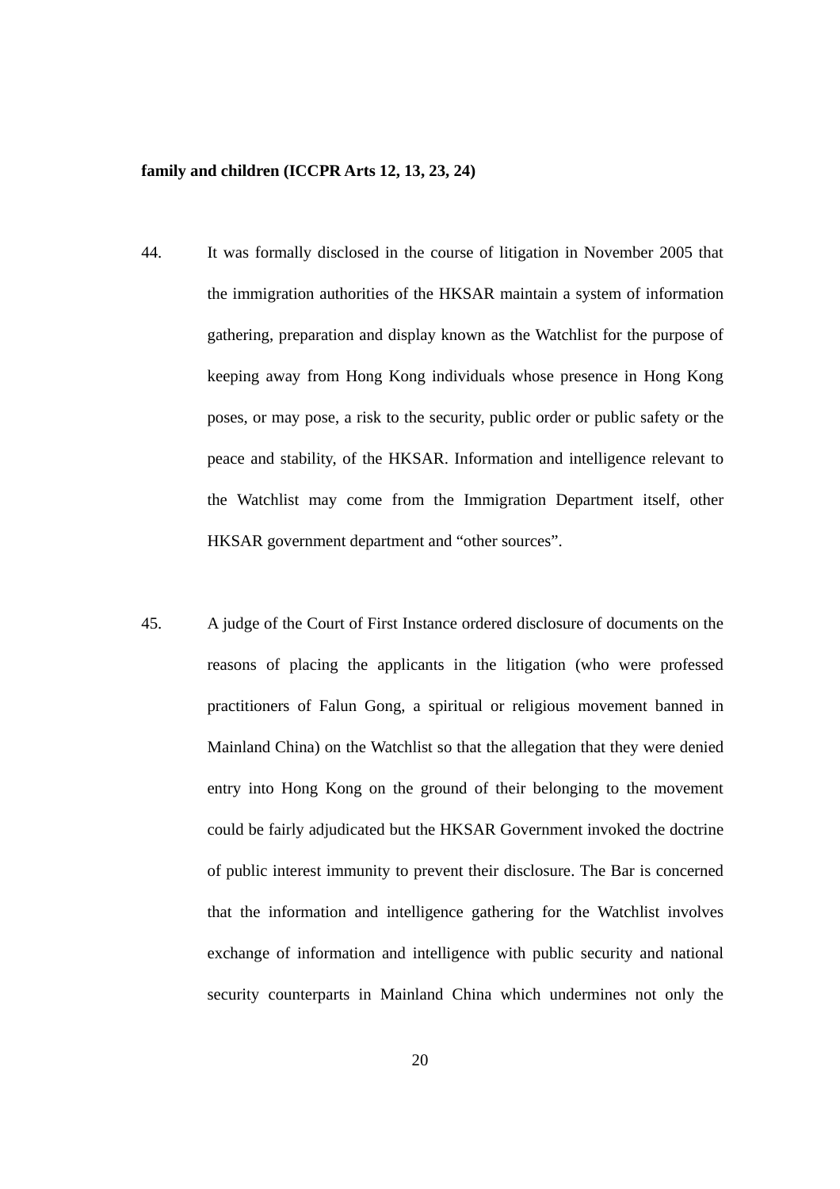**family and children (ICCPR Arts 12, 13, 23, 24)**

44. It was formally disclosed in the course of litigation in November 2005 that the immigration authorities of the HKSAR maintain a system of information gathering, preparation and display known as the Watchlist for the purpose of keeping away from Hong Kong individuals whose presence in Hong Kong poses, or may pose, a risk to the security, public order or public safety or the peace and stability, of the HKSAR. Information and intelligence relevant to the Watchlist may come from the Immigration Department itself, other HKSAR government department and "other sources".

45. A judge of the Court of First Instance ordered disclosure of documents on the reasons of placing the applicants in the litigation (who were professed practitioners of Falun Gong, a spiritual or religious movement banned in Mainland China) on the Watchlist so that the allegation that they were denied entry into Hong Kong on the ground of their belonging to the movement could be fairly adjudicated but the HKSAR Government invoked the doctrine of public interest immunity to prevent their disclosure. The Bar is concerned that the information and intelligence gathering for the Watchlist involves exchange of information and intelligence with public security and national security counterparts in Mainland China which undermines not only the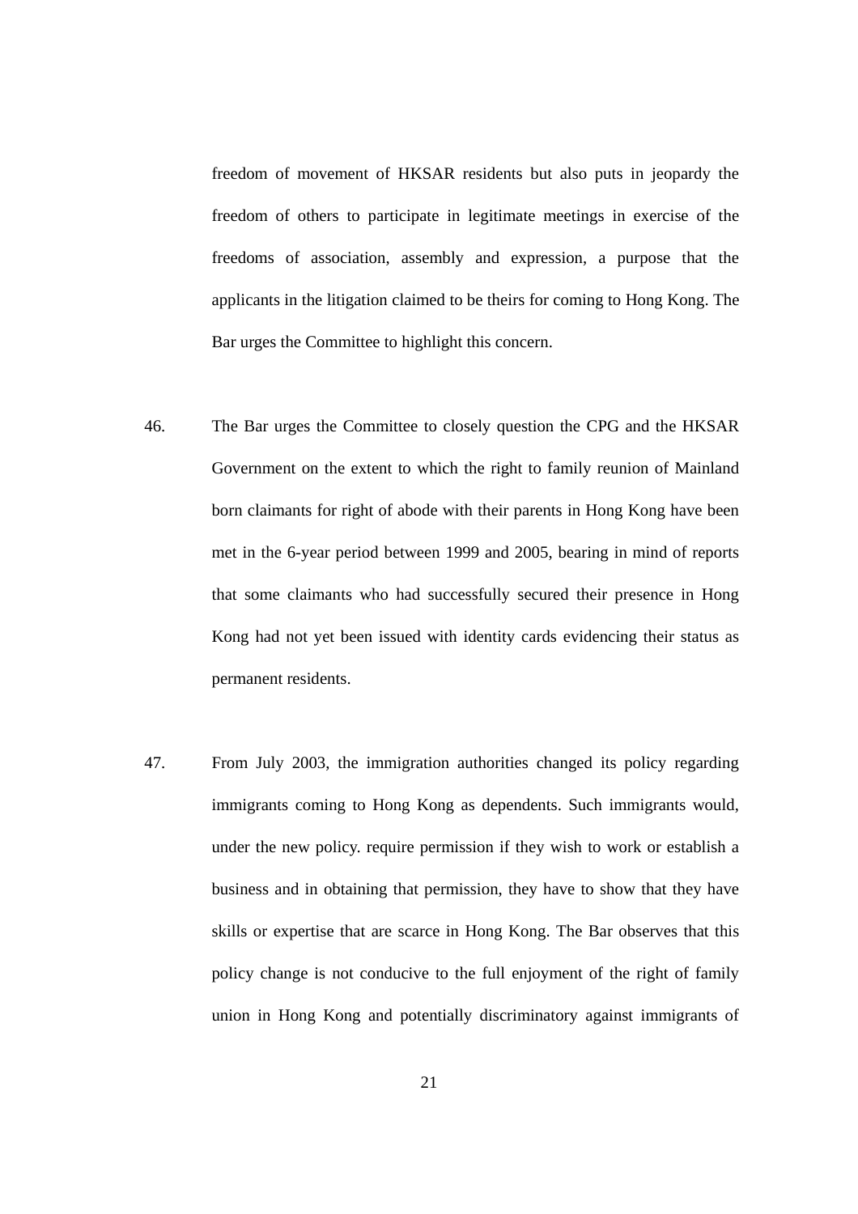freedom of movement of HKSAR residents but also puts in jeopardy the freedom of others to participate in legitimate meetings in exercise of the freedoms of association, assembly and expression, a purpose that the applicants in the litigation claimed to be theirs for coming to Hong Kong. The Bar urges the Committee to highlight this concern.

46. The Bar urges the Committee to closely question the CPG and the HKSAR Government on the extent to which the right to family reunion of Mainland born claimants for right of abode with their parents in Hong Kong have been met in the 6-year period between 1999 and 2005, bearing in mind of reports that some claimants who had successfully secured their presence in Hong Kong had not yet been issued with identity cards evidencing their status as permanent residents.

47. From July 2003, the immigration authorities changed its policy regarding immigrants coming to Hong Kong as dependents. Such immigrants would, under the new policy. require permission if they wish to work or establish a business and in obtaining that permission, they have to show that they have skills or expertise that are scarce in Hong Kong. The Bar observes that this policy change is not conducive to the full enjoyment of the right of family union in Hong Kong and potentially discriminatory against immigrants of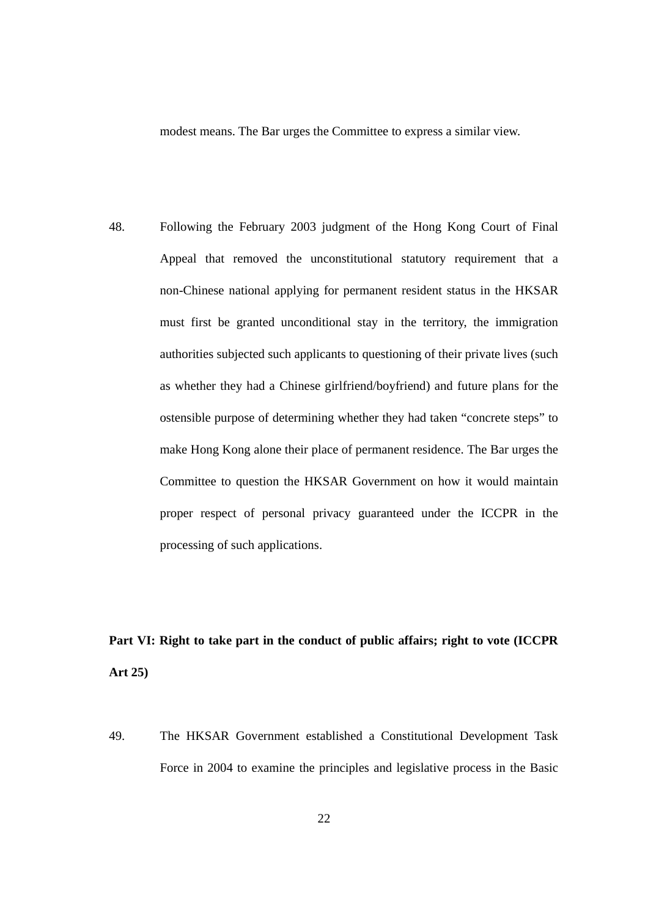modest means. The Bar urges the Committee to express a similar view.

48. Following the February 2003 judgment of the Hong Kong Court of Final Appeal that removed the unconstitutional statutory requirement that a non-Chinese national applying for permanent resident status in the HKSAR must first be granted unconditional stay in the territory, the immigration authorities subjected such applicants to questioning of their private lives (such as whether they had a Chinese girlfriend/boyfriend) and future plans for the ostensible purpose of determining whether they had taken "concrete steps" to make Hong Kong alone their place of permanent residence. The Bar urges the Committee to question the HKSAR Government on how it would maintain proper respect of personal privacy guaranteed under the ICCPR in the processing of such applications.

**Part VI: Right to take part in the conduct of public affairs; right to vote (ICCPR Art 25)**

49. The HKSAR Government established a Constitutional Development Task Force in 2004 to examine the principles and legislative process in the Basic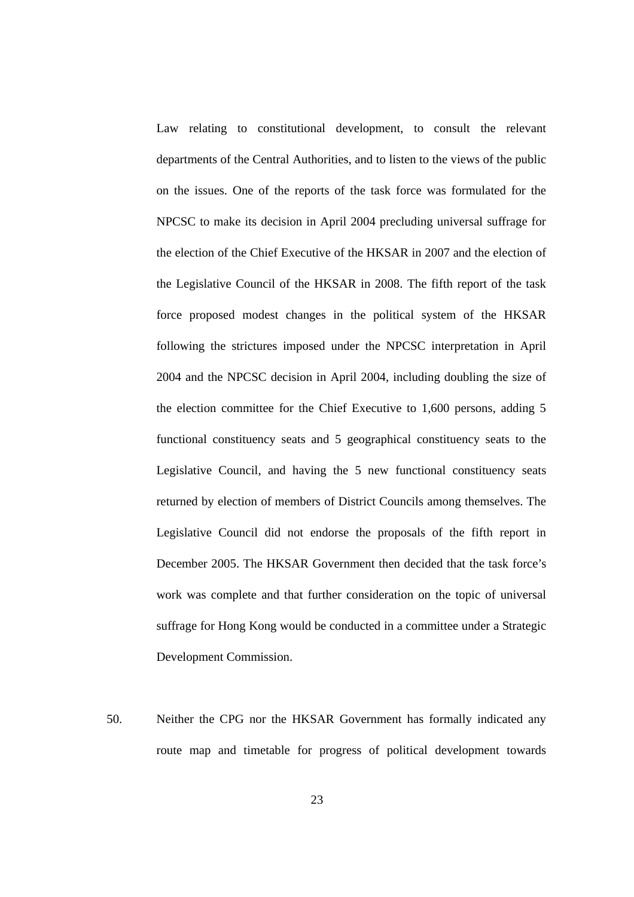Law relating to constitutional development, to consult the relevant departments of the Central Authorities, and to listen to the views of the public on the issues. One of the reports of the task force was formulated for the NPCSC to make its decision in April 2004 precluding universal suffrage for the election of the Chief Executive of the HKSAR in 2007 and the election of the Legislative Council of the HKSAR in 2008. The fifth report of the task force proposed modest changes in the political system of the HKSAR following the strictures imposed under the NPCSC interpretation in April 2004 and the NPCSC decision in April 2004, including doubling the size of the election committee for the Chief Executive to 1,600 persons, adding 5 functional constituency seats and 5 geographical constituency seats to the Legislative Council, and having the 5 new functional constituency seats returned by election of members of District Councils among themselves. The Legislative Council did not endorse the proposals of the fifth report in December 2005. The HKSAR Government then decided that the task force's work was complete and that further consideration on the topic of universal suffrage for Hong Kong would be conducted in a committee under a Strategic Development Commission.

50. Neither the CPG nor the HKSAR Government has formally indicated any route map and timetable for progress of political development towards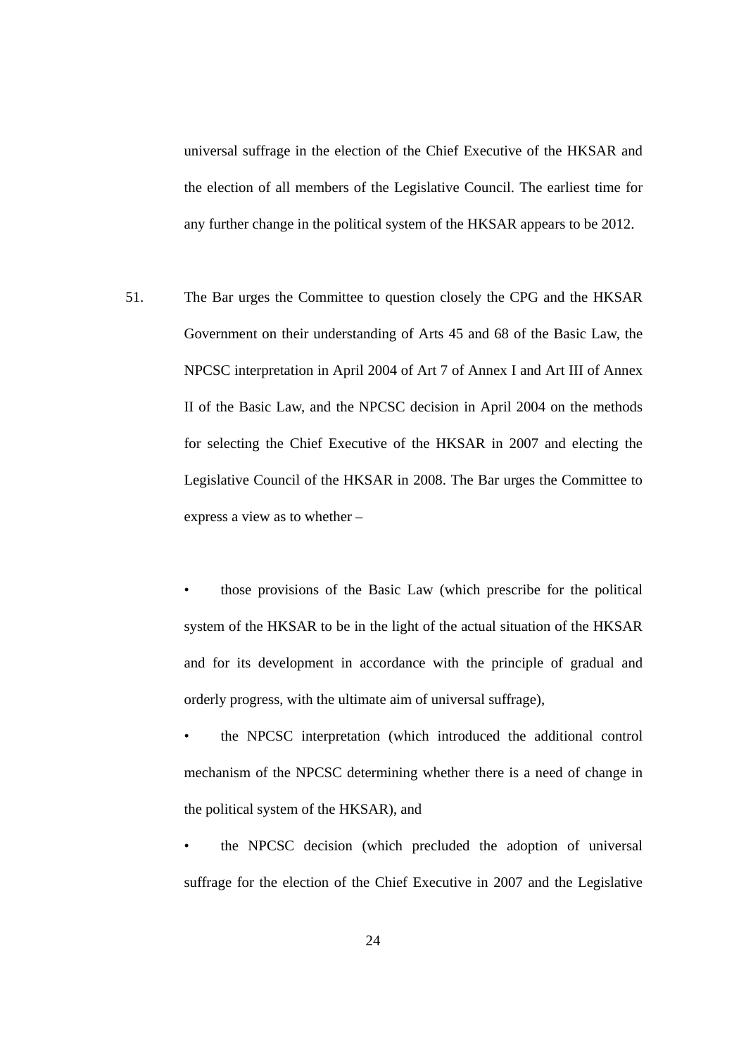universal suffrage in the election of the Chief Executive of the HKSAR and the election of all members of the Legislative Council. The earliest time for any further change in the political system of the HKSAR appears to be 2012.

51. The Bar urges the Committee to question closely the CPG and the HKSAR Government on their understanding of Arts 45 and 68 of the Basic Law, the NPCSC interpretation in April 2004 of Art 7 of Annex I and Art III of Annex II of the Basic Law, and the NPCSC decision in April 2004 on the methods for selecting the Chief Executive of the HKSAR in 2007 and electing the Legislative Council of the HKSAR in 2008. The Bar urges the Committee to express a view as to whether –

- those provisions of the Basic Law (which prescribe for the political system of the HKSAR to be in the light of the actual situation of the HKSAR and for its development in accordance with the principle of gradual and orderly progress, with the ultimate aim of universal suffrage),
- the NPCSC interpretation (which introduced the additional control mechanism of the NPCSC determining whether there is a need of change in the political system of the HKSAR), and
- the NPCSC decision (which precluded the adoption of universal suffrage for the election of the Chief Executive in 2007 and the Legislative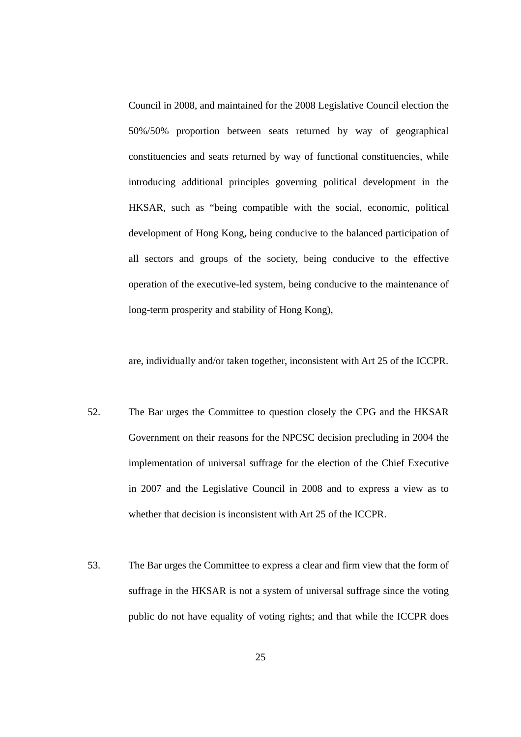Council in 2008, and maintained for the 2008 Legislative Council election the 50%/50% proportion between seats returned by way of geographical constituencies and seats returned by way of functional constituencies, while introducing additional principles governing political development in the HKSAR, such as "being compatible with the social, economic, political development of Hong Kong, being conducive to the balanced participation of all sectors and groups of the society, being conducive to the effective operation of the executive-led system, being conducive to the maintenance of long-term prosperity and stability of Hong Kong),

are, individually and/or taken together, inconsistent with Art 25 of the ICCPR.

52. The Bar urges the Committee to question closely the CPG and the HKSAR Government on their reasons for the NPCSC decision precluding in 2004 the implementation of universal suffrage for the election of the Chief Executive in 2007 and the Legislative Council in 2008 and to express a view as to whether that decision is inconsistent with Art 25 of the ICCPR.

53. The Bar urges the Committee to express a clear and firm view that the form of suffrage in the HKSAR is not a system of universal suffrage since the voting public do not have equality of voting rights; and that while the ICCPR does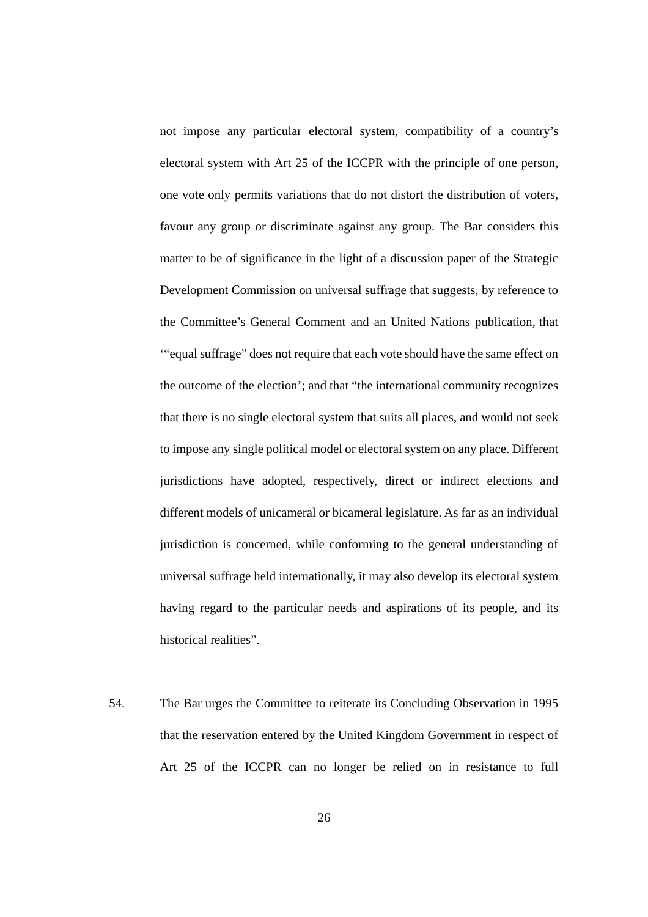not impose any particular electoral system, compatibility of a country's electoral system with Art 25 of the ICCPR with the principle of one person, one vote only permits variations that do not distort the distribution of voters, favour any group or discriminate against any group. The Bar considers this matter to be of significance in the light of a discussion paper of the Strategic Development Commission on universal suffrage that suggests, by reference to the Committee's General Comment and an United Nations publication, that '"equal suffrage" does not require that each vote should have the same effect on the outcome of the election'; and that "the international community recognizes that there is no single electoral system that suits all places, and would not seek to impose any single political model or electoral system on any place. Different jurisdictions have adopted, respectively, direct or indirect elections and different models of unicameral or bicameral legislature. As far as an individual jurisdiction is concerned, while conforming to the general understanding of universal suffrage held internationally, it may also develop its electoral system having regard to the particular needs and aspirations of its people, and its historical realities".

54. The Bar urges the Committee to reiterate its Concluding Observation in 1995 that the reservation entered by the United Kingdom Government in respect of Art 25 of the ICCPR can no longer be relied on in resistance to full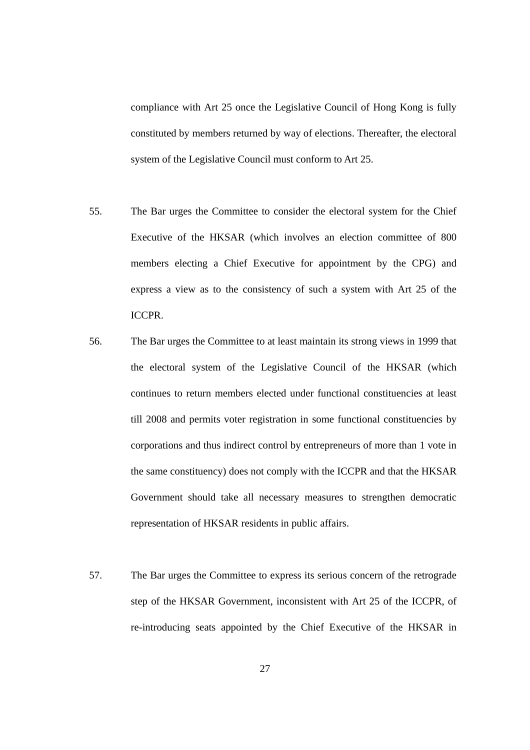compliance with Art 25 once the Legislative Council of Hong Kong is fully constituted by members returned by way of elections. Thereafter, the electoral system of the Legislative Council must conform to Art 25.

55. The Bar urges the Committee to consider the electoral system for the Chief Executive of the HKSAR (which involves an election committee of 800 members electing a Chief Executive for appointment by the CPG) and express a view as to the consistency of such a system with Art 25 of the ICCPR.

56. The Bar urges the Committee to at least maintain its strong views in 1999 that the electoral system of the Legislative Council of the HKSAR (which continues to return members elected under functional constituencies at least till 2008 and permits voter registration in some functional constituencies by corporations and thus indirect control by entrepreneurs of more than 1 vote in the same constituency) does not comply with the ICCPR and that the HKSAR Government should take all necessary measures to strengthen democratic representation of HKSAR residents in public affairs.

57. The Bar urges the Committee to express its serious concern of the retrograde step of the HKSAR Government, inconsistent with Art 25 of the ICCPR, of re-introducing seats appointed by the Chief Executive of the HKSAR in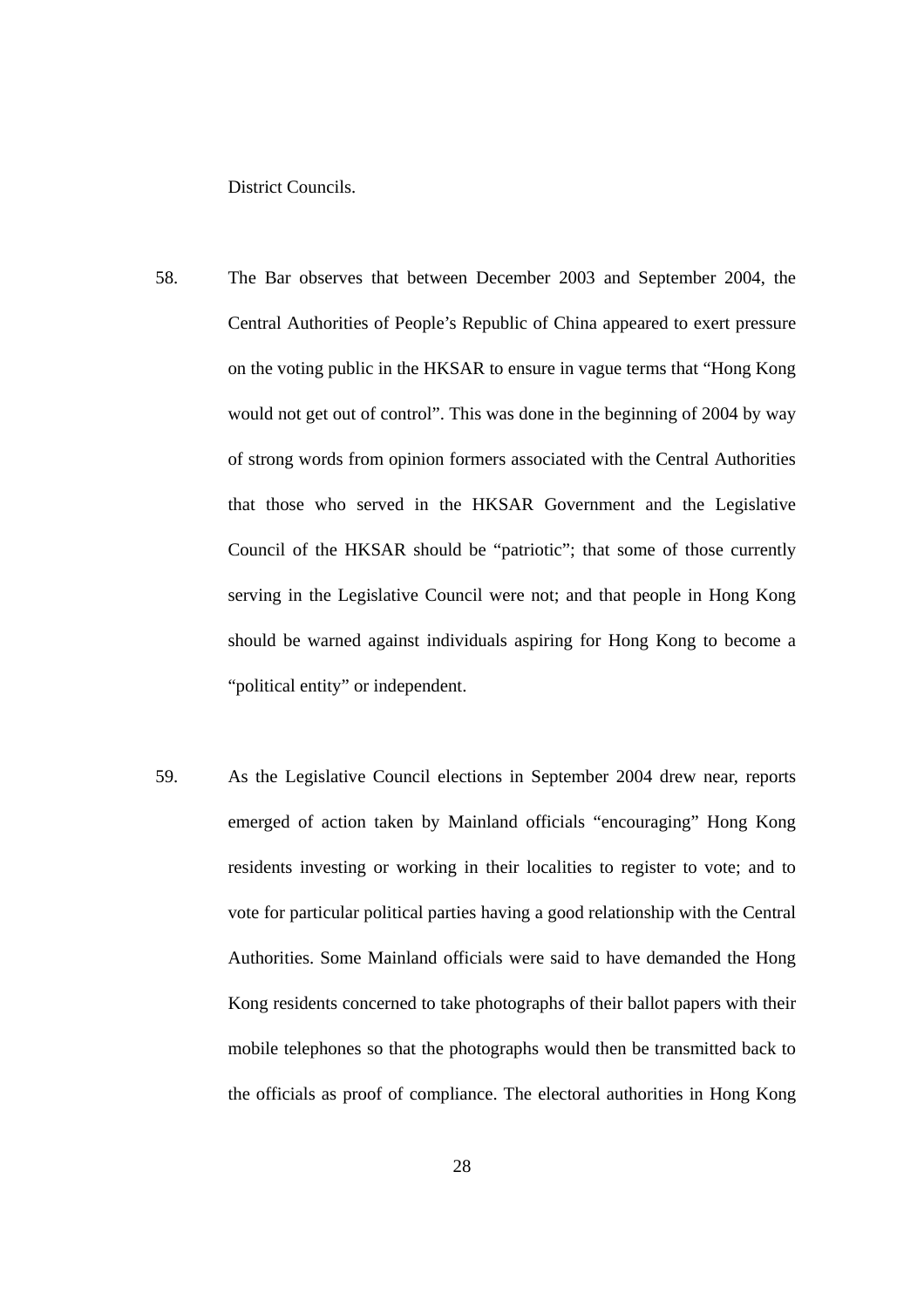District Councils.

58. The Bar observes that between December 2003 and September 2004, the Central Authorities of People's Republic of China appeared to exert pressure on the voting public in the HKSAR to ensure in vague terms that "Hong Kong would not get out of control". This was done in the beginning of 2004 by way of strong words from opinion formers associated with the Central Authorities that those who served in the HKSAR Government and the Legislative Council of the HKSAR should be "patriotic"; that some of those currently serving in the Legislative Council were not; and that people in Hong Kong should be warned against individuals aspiring for Hong Kong to become a "political entity" or independent.

59. As the Legislative Council elections in September 2004 drew near, reports emerged of action taken by Mainland officials "encouraging" Hong Kong residents investing or working in their localities to register to vote; and to vote for particular political parties having a good relationship with the Central Authorities. Some Mainland officials were said to have demanded the Hong Kong residents concerned to take photographs of their ballot papers with their mobile telephones so that the photographs would then be transmitted back to the officials as proof of compliance. The electoral authorities in Hong Kong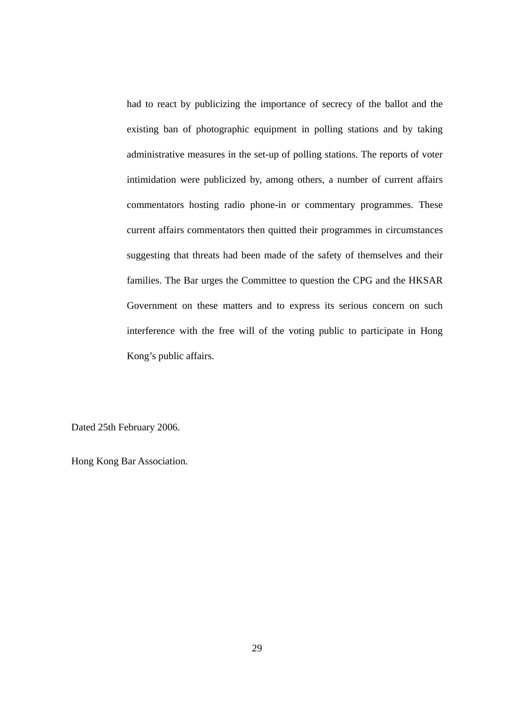had to react by publicizing the importance of secrecy of the ballot and the existing ban of photographic equipment in polling stations and by taking administrative measures in the set-up of polling stations. The reports of voter intimidation were publicized by, among others, a number of current affairs commentators hosting radio phone-in or commentary programmes. These current affairs commentators then quitted their programmes in circumstances suggesting that threats had been made of the safety of themselves and their families. The Bar urges the Committee to question the CPG and the HKSAR Government on these matters and to express its serious concern on such interference with the free will of the voting public to participate in Hong Kong's public affairs.

Dated 25th February 2006.

Hong Kong Bar Association.